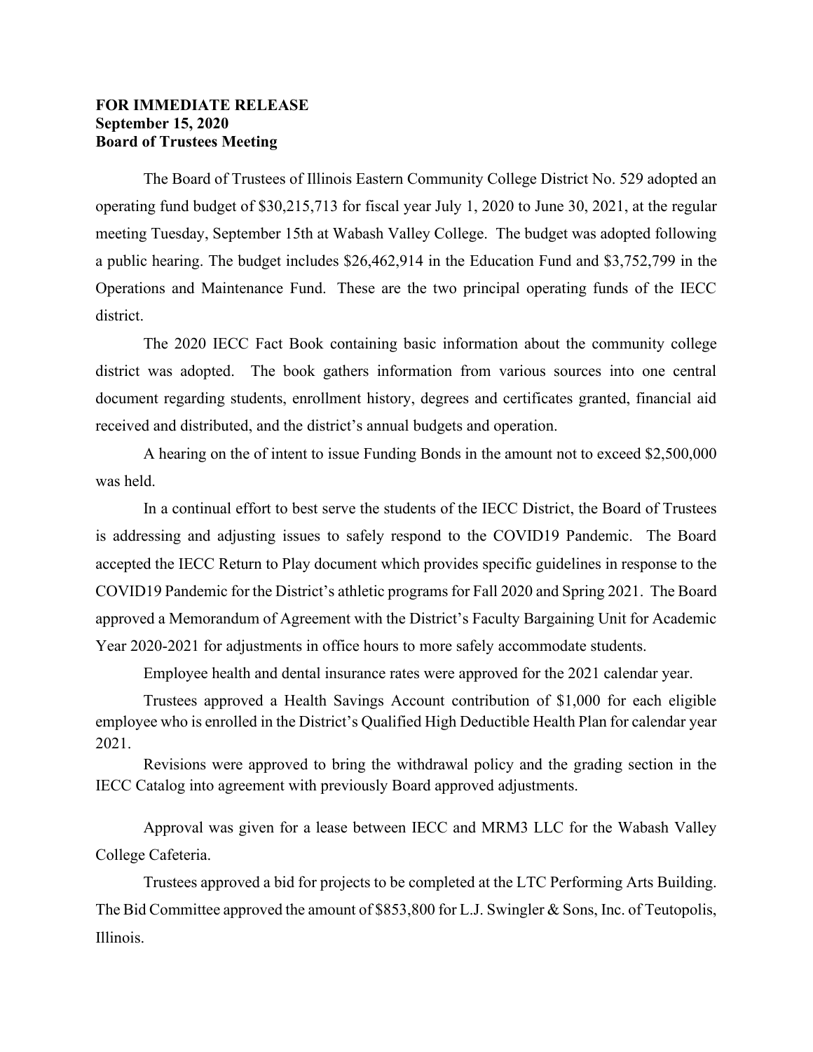**FOR IMMEDIATE RELEASE**
**September 15, 2020**
**Board of Trustees Meeting**

The Board of Trustees of Illinois Eastern Community College District No. 529 adopted an operating fund budget of $30,215,713 for fiscal year July 1, 2020 to June 30, 2021, at the regular meeting Tuesday, September 15th at Wabash Valley College. The budget was adopted following a public hearing. The budget includes $26,462,914 in the Education Fund and $3,752,799 in the Operations and Maintenance Fund. These are the two principal operating funds of the IECC district.

The 2020 IECC Fact Book containing basic information about the community college district was adopted. The book gathers information from various sources into one central document regarding students, enrollment history, degrees and certificates granted, financial aid received and distributed, and the district's annual budgets and operation.

A hearing on the of intent to issue Funding Bonds in the amount not to exceed $2,500,000 was held.

In a continual effort to best serve the students of the IECC District, the Board of Trustees is addressing and adjusting issues to safely respond to the COVID19 Pandemic. The Board accepted the IECC Return to Play document which provides specific guidelines in response to the COVID19 Pandemic for the District's athletic programs for Fall 2020 and Spring 2021. The Board approved a Memorandum of Agreement with the District's Faculty Bargaining Unit for Academic Year 2020-2021 for adjustments in office hours to more safely accommodate students.

Employee health and dental insurance rates were approved for the 2021 calendar year.

Trustees approved a Health Savings Account contribution of $1,000 for each eligible employee who is enrolled in the District's Qualified High Deductible Health Plan for calendar year 2021.

Revisions were approved to bring the withdrawal policy and the grading section in the IECC Catalog into agreement with previously Board approved adjustments.

Approval was given for a lease between IECC and MRM3 LLC for the Wabash Valley College Cafeteria.

Trustees approved a bid for projects to be completed at the LTC Performing Arts Building. The Bid Committee approved the amount of $853,800 for L.J. Swingler & Sons, Inc. of Teutopolis, Illinois.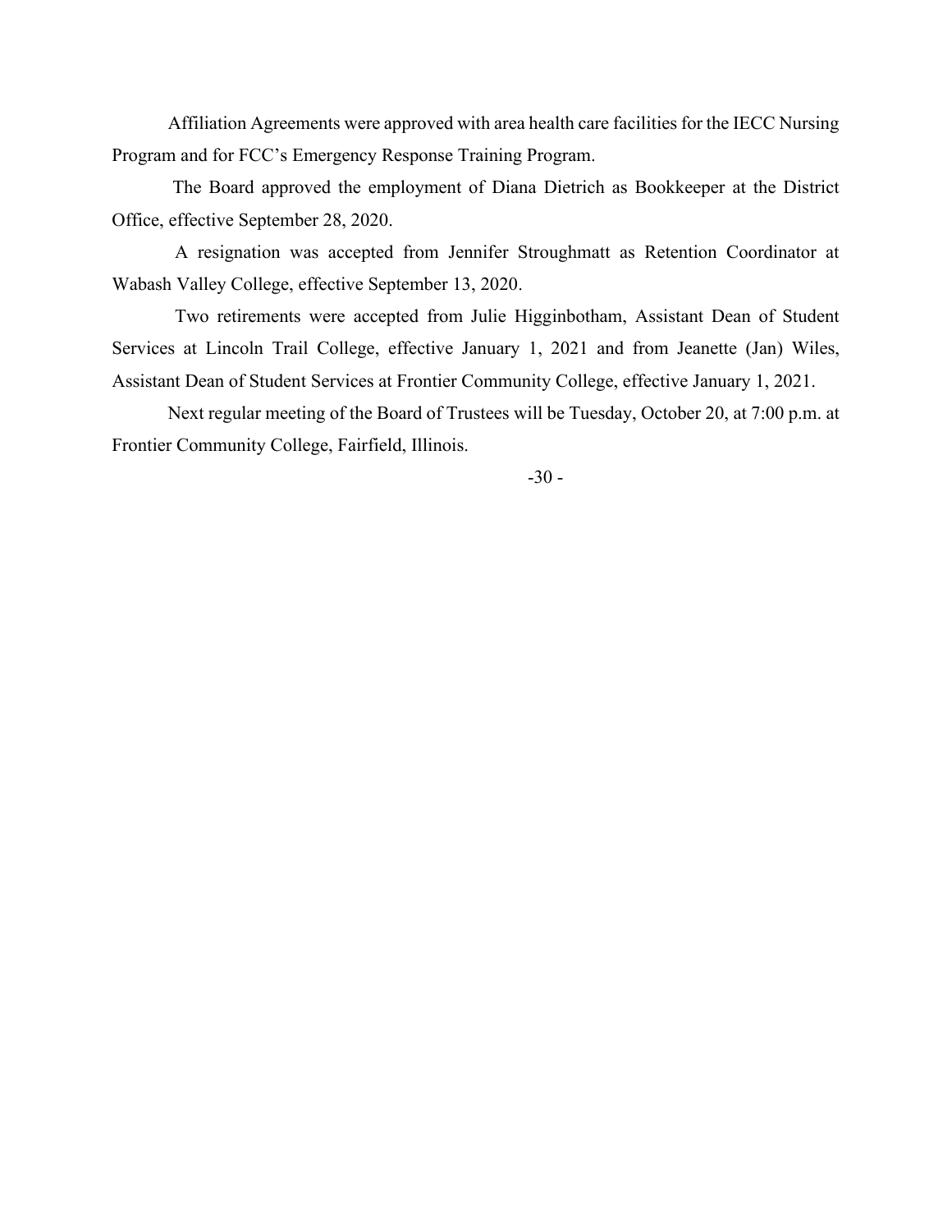Affiliation Agreements were approved with area health care facilities for the IECC Nursing Program and for FCC's Emergency Response Training Program.

The Board approved the employment of Diana Dietrich as Bookkeeper at the District Office, effective September 28, 2020.

A resignation was accepted from Jennifer Stroughmatt as Retention Coordinator at Wabash Valley College, effective September 13, 2020.

Two retirements were accepted from Julie Higginbotham, Assistant Dean of Student Services at Lincoln Trail College, effective January 1, 2021 and from Jeanette (Jan) Wiles, Assistant Dean of Student Services at Frontier Community College, effective January 1, 2021.

Next regular meeting of the Board of Trustees will be Tuesday, October 20, at 7:00 p.m. at Frontier Community College, Fairfield, Illinois.

-30 -